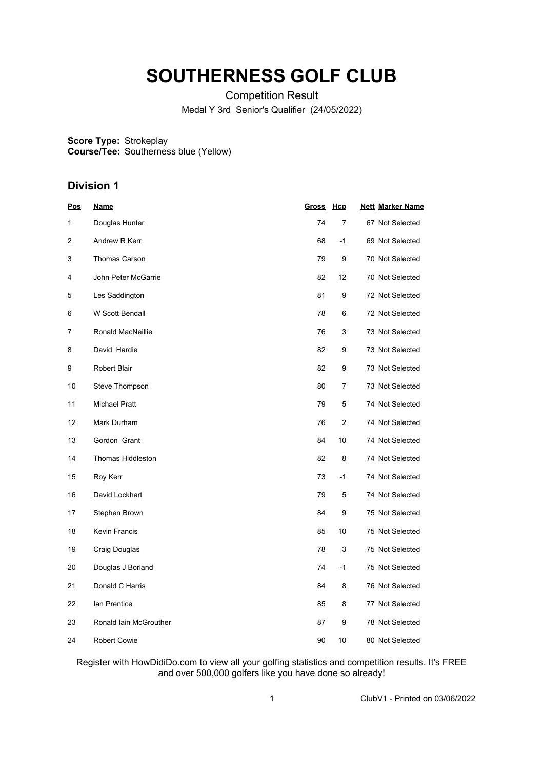# SOUTHERNESS GOLF CLUB

Competition Result

Medal Y 3rd Senior's Qualifier (24/05/2022)

**Score Type:** Strokeplay
**Course/Tee:** Southerness blue (Yellow)

## Division 1

| Pos | Name | Gross | Hcp | Nett | Marker Name |
|---|---|---|---|---|---|
| 1 | Douglas Hunter | 74 | 7 | 67 | Not Selected |
| 2 | Andrew R Kerr | 68 | -1 | 69 | Not Selected |
| 3 | Thomas Carson | 79 | 9 | 70 | Not Selected |
| 4 | John Peter McGarrie | 82 | 12 | 70 | Not Selected |
| 5 | Les Saddington | 81 | 9 | 72 | Not Selected |
| 6 | W Scott Bendall | 78 | 6 | 72 | Not Selected |
| 7 | Ronald MacNeillie | 76 | 3 | 73 | Not Selected |
| 8 | David Hardie | 82 | 9 | 73 | Not Selected |
| 9 | Robert Blair | 82 | 9 | 73 | Not Selected |
| 10 | Steve Thompson | 80 | 7 | 73 | Not Selected |
| 11 | Michael Pratt | 79 | 5 | 74 | Not Selected |
| 12 | Mark Durham | 76 | 2 | 74 | Not Selected |
| 13 | Gordon Grant | 84 | 10 | 74 | Not Selected |
| 14 | Thomas Hiddleston | 82 | 8 | 74 | Not Selected |
| 15 | Roy Kerr | 73 | -1 | 74 | Not Selected |
| 16 | David Lockhart | 79 | 5 | 74 | Not Selected |
| 17 | Stephen Brown | 84 | 9 | 75 | Not Selected |
| 18 | Kevin Francis | 85 | 10 | 75 | Not Selected |
| 19 | Craig Douglas | 78 | 3 | 75 | Not Selected |
| 20 | Douglas J Borland | 74 | -1 | 75 | Not Selected |
| 21 | Donald C Harris | 84 | 8 | 76 | Not Selected |
| 22 | Ian Prentice | 85 | 8 | 77 | Not Selected |
| 23 | Ronald Iain McGrouther | 87 | 9 | 78 | Not Selected |
| 24 | Robert Cowie | 90 | 10 | 80 | Not Selected |

Register with HowDidiDo.com to view all your golfing statistics and competition results. It's FREE and over 500,000 golfers like you have done so already!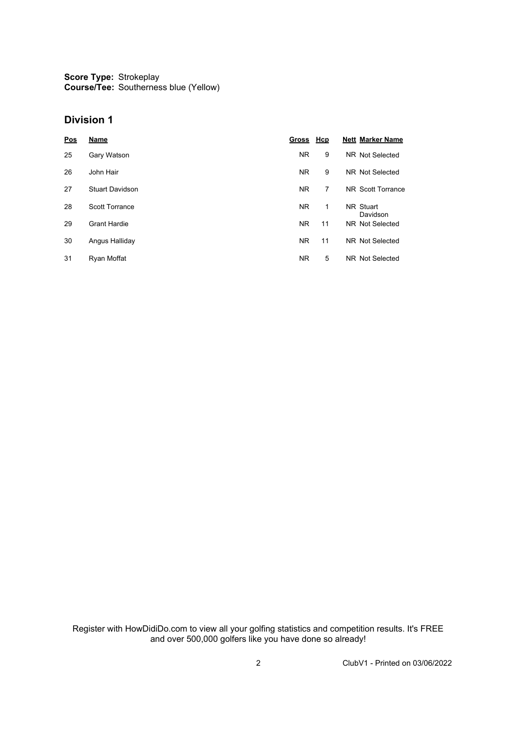**Score Type:** Strokeplay
**Course/Tee:** Southerness blue (Yellow)

## Division 1

| Pos | Name | Gross | Hcp | Nett | Marker Name |
|---|---|---|---|---|---|
| 25 | Gary Watson | NR | 9 | NR | Not Selected |
| 26 | John Hair | NR | 9 | NR | Not Selected |
| 27 | Stuart Davidson | NR | 7 | NR | Scott Torrance |
| 28 | Scott Torrance | NR | 1 | NR | Stuart Davidson |
| 29 | Grant Hardie | NR | 11 | NR | Not Selected |
| 30 | Angus Halliday | NR | 11 | NR | Not Selected |
| 31 | Ryan Moffat | NR | 5 | NR | Not Selected |

Register with HowDidiDo.com to view all your golfing statistics and competition results. It's FREE and over 500,000 golfers like you have done so already!

ClubV1 - Printed on 03/06/2022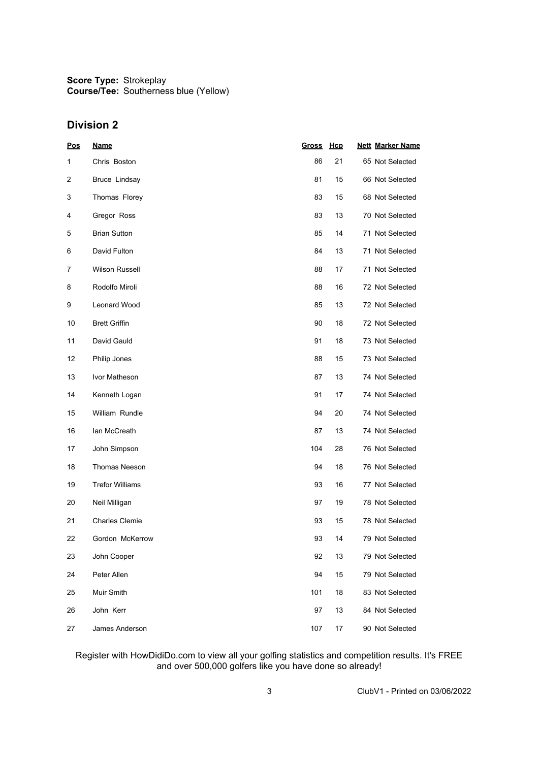**Score Type:** Strokeplay
**Course/Tee:** Southerness blue (Yellow)

## Division 2

| Pos | Name | Gross | Hcp | Nett | Marker Name |
|---|---|---|---|---|---|
| 1 | Chris Boston | 86 | 21 | 65 | Not Selected |
| 2 | Bruce Lindsay | 81 | 15 | 66 | Not Selected |
| 3 | Thomas Florey | 83 | 15 | 68 | Not Selected |
| 4 | Gregor Ross | 83 | 13 | 70 | Not Selected |
| 5 | Brian Sutton | 85 | 14 | 71 | Not Selected |
| 6 | David Fulton | 84 | 13 | 71 | Not Selected |
| 7 | Wilson Russell | 88 | 17 | 71 | Not Selected |
| 8 | Rodolfo Miroli | 88 | 16 | 72 | Not Selected |
| 9 | Leonard Wood | 85 | 13 | 72 | Not Selected |
| 10 | Brett Griffin | 90 | 18 | 72 | Not Selected |
| 11 | David Gauld | 91 | 18 | 73 | Not Selected |
| 12 | Philip Jones | 88 | 15 | 73 | Not Selected |
| 13 | Ivor Matheson | 87 | 13 | 74 | Not Selected |
| 14 | Kenneth Logan | 91 | 17 | 74 | Not Selected |
| 15 | William Rundle | 94 | 20 | 74 | Not Selected |
| 16 | Ian McCreath | 87 | 13 | 74 | Not Selected |
| 17 | John Simpson | 104 | 28 | 76 | Not Selected |
| 18 | Thomas Neeson | 94 | 18 | 76 | Not Selected |
| 19 | Trefor Williams | 93 | 16 | 77 | Not Selected |
| 20 | Neil Milligan | 97 | 19 | 78 | Not Selected |
| 21 | Charles Clemie | 93 | 15 | 78 | Not Selected |
| 22 | Gordon McKerrow | 93 | 14 | 79 | Not Selected |
| 23 | John Cooper | 92 | 13 | 79 | Not Selected |
| 24 | Peter Allen | 94 | 15 | 79 | Not Selected |
| 25 | Muir Smith | 101 | 18 | 83 | Not Selected |
| 26 | John Kerr | 97 | 13 | 84 | Not Selected |
| 27 | James Anderson | 107 | 17 | 90 | Not Selected |

Register with HowDidiDo.com to view all your golfing statistics and competition results. It's FREE and over 500,000 golfers like you have done so already!

ClubV1 - Printed on 03/06/2022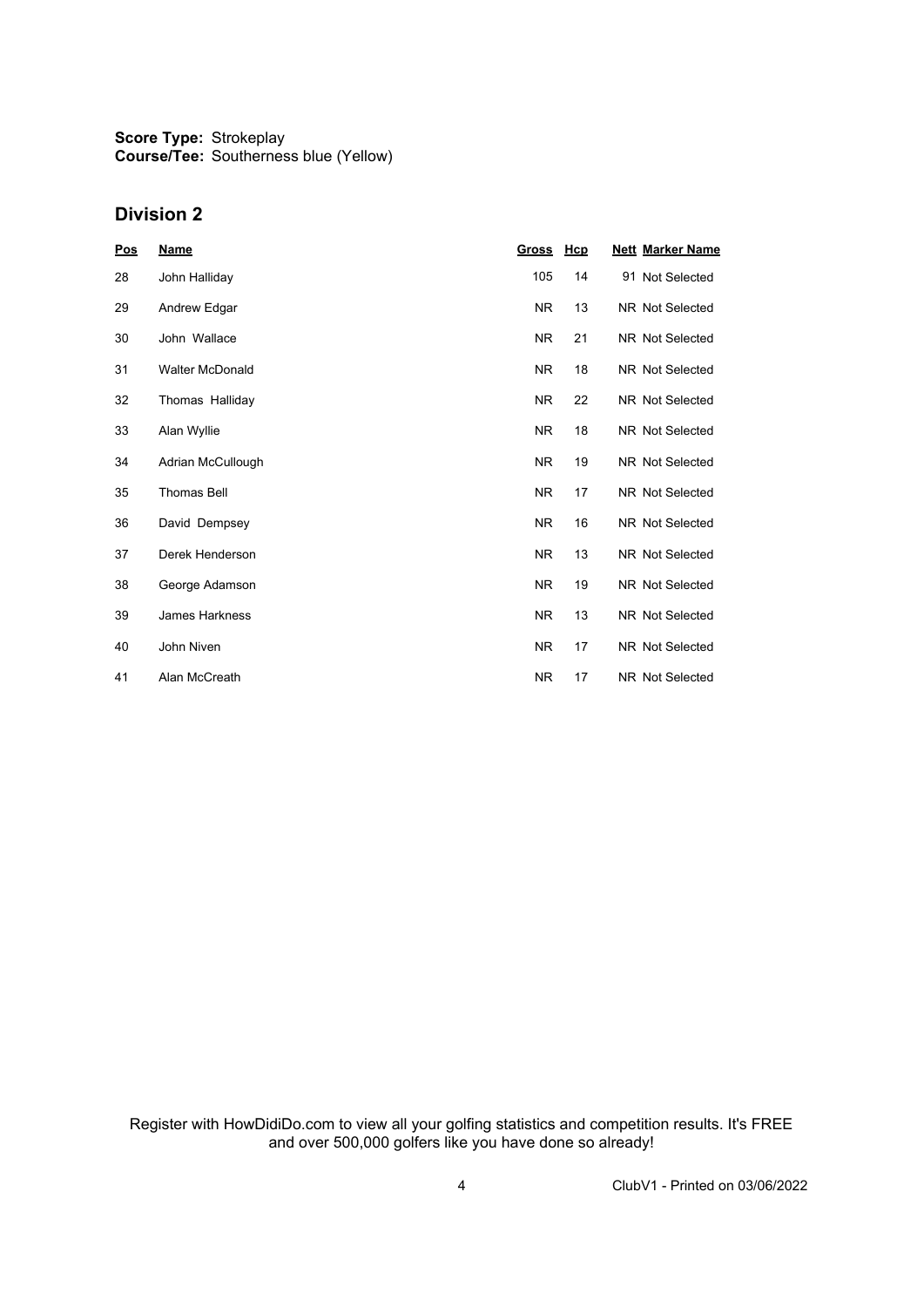**Score Type:** Strokeplay
**Course/Tee:** Southerness blue (Yellow)

## Division 2

| Pos | Name | Gross | Hcp | Nett | Marker Name |
| --- | --- | --- | --- | --- | --- |
| 28 | John Halliday | 105 | 14 | 91 | Not Selected |
| 29 | Andrew Edgar | NR | 13 | NR | Not Selected |
| 30 | John Wallace | NR | 21 | NR | Not Selected |
| 31 | Walter McDonald | NR | 18 | NR | Not Selected |
| 32 | Thomas Halliday | NR | 22 | NR | Not Selected |
| 33 | Alan Wyllie | NR | 18 | NR | Not Selected |
| 34 | Adrian McCullough | NR | 19 | NR | Not Selected |
| 35 | Thomas Bell | NR | 17 | NR | Not Selected |
| 36 | David Dempsey | NR | 16 | NR | Not Selected |
| 37 | Derek Henderson | NR | 13 | NR | Not Selected |
| 38 | George Adamson | NR | 19 | NR | Not Selected |
| 39 | James Harkness | NR | 13 | NR | Not Selected |
| 40 | John Niven | NR | 17 | NR | Not Selected |
| 41 | Alan McCreath | NR | 17 | NR | Not Selected |

Register with HowDidiDo.com to view all your golfing statistics and competition results. It's FREE and over 500,000 golfers like you have done so already!

ClubV1 - Printed on 03/06/2022